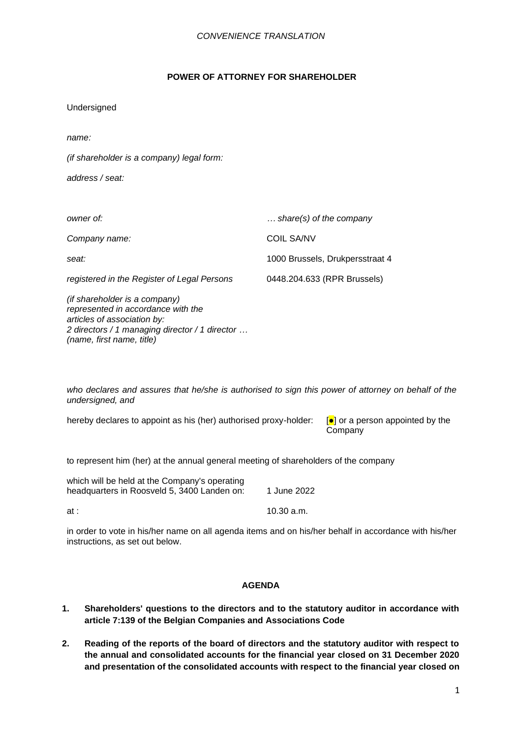*CONVENIENCE TRANSLATION*

**POWER OF ATTORNEY FOR SHAREHOLDER**

Undersigned

*name:*

*(if shareholder is a company) legal form:*

*address / seat:*

| | |
|---|---|
| *owner of:* | *… share(s) of the company* |
| *Company name:* | COIL SA/NV |
| *seat:* | 1000 Brussels, Drukpersstraat 4 |
| *registered in the Register of Legal Persons* | 0448.204.633 (RPR Brussels) |

*(if shareholder is a company)*
*represented in accordance with the articles of association by:*
*2 directors / 1 managing director / 1 director …*
*(name, first name, title)*

*who declares and assures that he/she is authorised to sign this power of attorney on behalf of the undersigned, and*

hereby declares to appoint as his (her) authorised proxy-holder: [●] or a person appointed by the Company

to represent him (her) at the annual general meeting of shareholders of the company

| | |
|---|---|
| which will be held at the Company's operating headquarters in Roosveld 5, 3400 Landen on: | 1 June 2022 |
| at : | 10.30 a.m. |

in order to vote in his/her name on all agenda items and on his/her behalf in accordance with his/her instructions, as set out below.

**AGENDA**

1. **Shareholders' questions to the directors and to the statutory auditor in accordance with article 7:139 of the Belgian Companies and Associations Code**

2. **Reading of the reports of the board of directors and the statutory auditor with respect to the annual and consolidated accounts for the financial year closed on 31 December 2020 and presentation of the consolidated accounts with respect to the financial year closed on**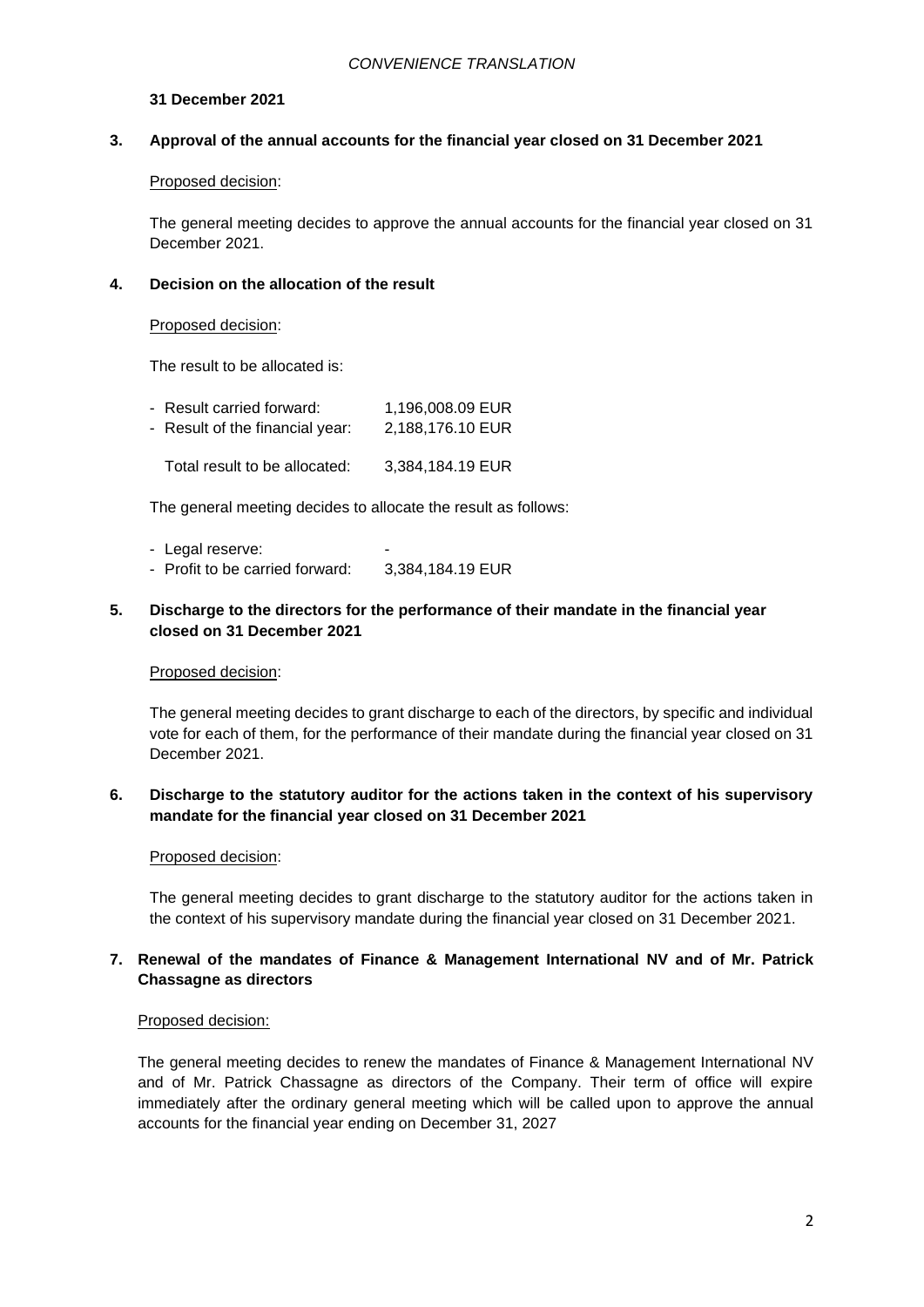**31 December 2021**

**3. Approval of the annual accounts for the financial year closed on 31 December 2021**

Proposed decision:

The general meeting decides to approve the annual accounts for the financial year closed on 31 December 2021.

**4. Decision on the allocation of the result**

Proposed decision:

The result to be allocated is:

| | |
|---|---|
| - Result carried forward: | 1,196,008.09 EUR |
| - Result of the financial year: | 2,188,176.10 EUR |
| Total result to be allocated: | 3,384,184.19 EUR |

The general meeting decides to allocate the result as follows:

| | |
|---|---|
| - Legal reserve: | - |
| - Profit to be carried forward: | 3,384,184.19 EUR |

**5. Discharge to the directors for the performance of their mandate in the financial year closed on 31 December 2021**

Proposed decision:

The general meeting decides to grant discharge to each of the directors, by specific and individual vote for each of them, for the performance of their mandate during the financial year closed on 31 December 2021.

**6. Discharge to the statutory auditor for the actions taken in the context of his supervisory mandate for the financial year closed on 31 December 2021**

Proposed decision:

The general meeting decides to grant discharge to the statutory auditor for the actions taken in the context of his supervisory mandate during the financial year closed on 31 December 2021.

**7. Renewal of the mandates of Finance & Management International NV and of Mr. Patrick Chassagne as directors**

Proposed decision:

The general meeting decides to renew the mandates of Finance & Management International NV and of Mr. Patrick Chassagne as directors of the Company. Their term of office will expire immediately after the ordinary general meeting which will be called upon to approve the annual accounts for the financial year ending on December 31, 2027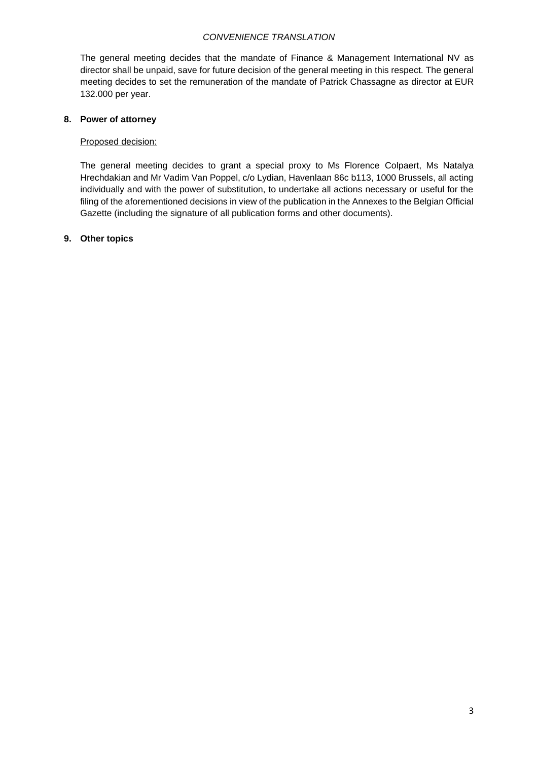The general meeting decides that the mandate of Finance & Management International NV as director shall be unpaid, save for future decision of the general meeting in this respect. The general meeting decides to set the remuneration of the mandate of Patrick Chassagne as director at EUR 132.000 per year.

## 8. Power of attorney

Proposed decision:

The general meeting decides to grant a special proxy to Ms Florence Colpaert, Ms Natalya Hrechdakian and Mr Vadim Van Poppel, c/o Lydian, Havenlaan 86c b113, 1000 Brussels, all acting individually and with the power of substitution, to undertake all actions necessary or useful for the filing of the aforementioned decisions in view of the publication in the Annexes to the Belgian Official Gazette (including the signature of all publication forms and other documents).

## 9. Other topics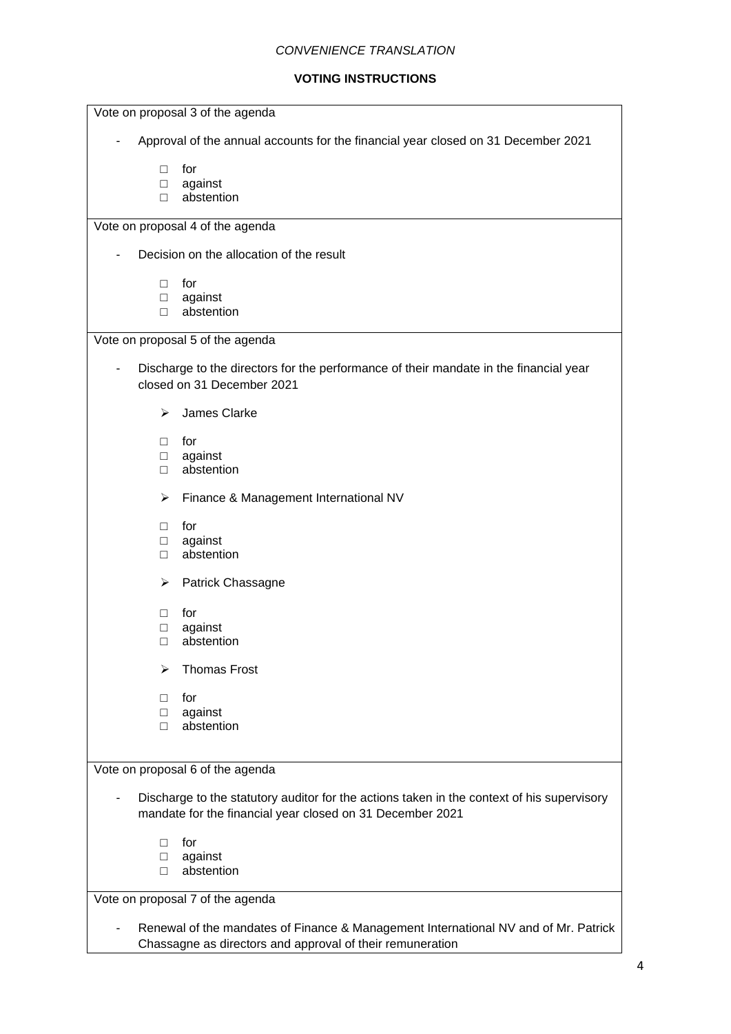*CONVENIENCE TRANSLATION*

**VOTING INSTRUCTIONS**

Vote on proposal 3 of the agenda

- Approval of the annual accounts for the financial year closed on 31 December 2021

  - □ for
  - □ against
  - □ abstention

Vote on proposal 4 of the agenda

- Decision on the allocation of the result

  - □ for
  - □ against
  - □ abstention

Vote on proposal 5 of the agenda

- Discharge to the directors for the performance of their mandate in the financial year closed on 31 December 2021

  - ➢ James Clarke

  - □ for
  - □ against
  - □ abstention

  - ➢ Finance & Management International NV

  - □ for
  - □ against
  - □ abstention

  - ➢ Patrick Chassagne

  - □ for
  - □ against
  - □ abstention

  - ➢ Thomas Frost

  - □ for
  - □ against
  - □ abstention

Vote on proposal 6 of the agenda

- Discharge to the statutory auditor for the actions taken in the context of his supervisory mandate for the financial year closed on 31 December 2021

  - □ for
  - □ against
  - □ abstention

Vote on proposal 7 of the agenda

- Renewal of the mandates of Finance & Management International NV and of Mr. Patrick Chassagne as directors and approval of their remuneration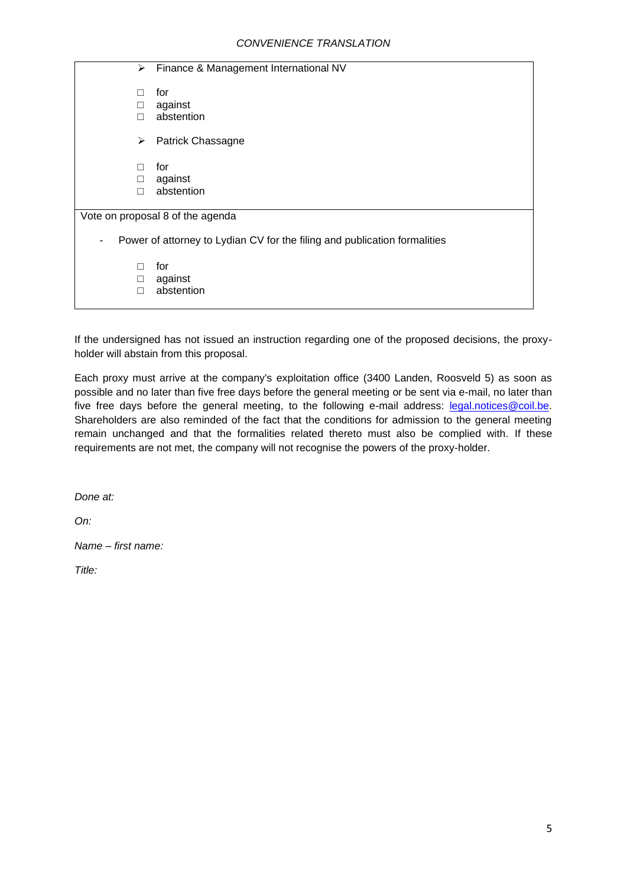- Finance & Management International NV

  - ☐ for
  - ☐ against
  - ☐ abstention

- Patrick Chassagne

  - ☐ for
  - ☐ against
  - ☐ abstention

Vote on proposal 8 of the agenda

- Power of attorney to Lydian CV for the filing and publication formalities

  - ☐ for
  - ☐ against
  - ☐ abstention

If the undersigned has not issued an instruction regarding one of the proposed decisions, the proxy-holder will abstain from this proposal.

Each proxy must arrive at the company's exploitation office (3400 Landen, Roosveld 5) as soon as possible and no later than five free days before the general meeting or be sent via e-mail, no later than five free days before the general meeting, to the following e-mail address: legal.notices@coil.be. Shareholders are also reminded of the fact that the conditions for admission to the general meeting remain unchanged and that the formalities related thereto must also be complied with. If these requirements are not met, the company will not recognise the powers of the proxy-holder.

*Done at:*

*On:*

*Name – first name:*

*Title:*